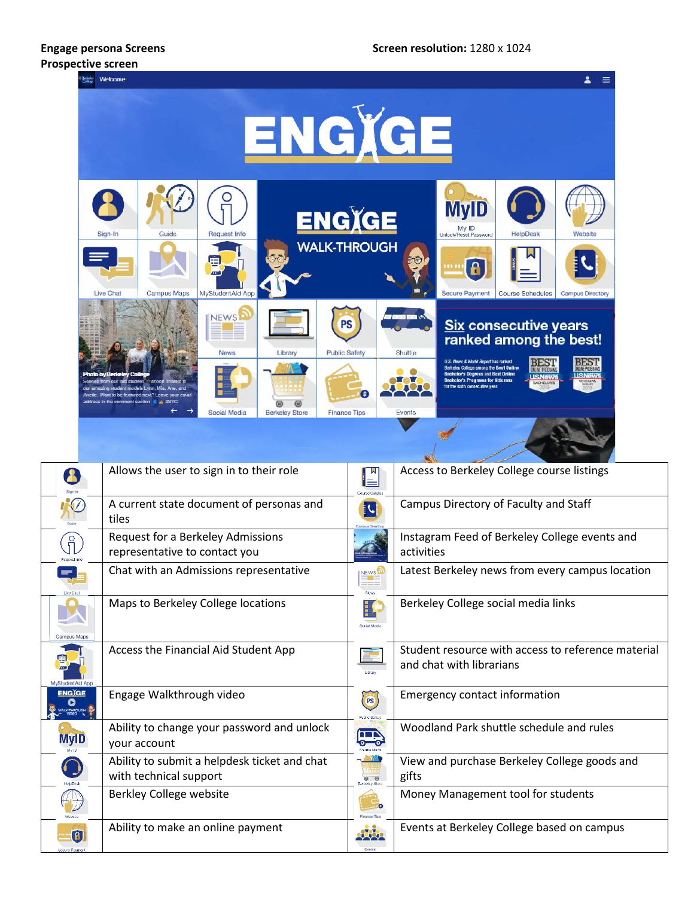**Engage persona Screens** **Screen resolution:** 1280 x 1024

**Prospective screen**

| | | | |
|---|---|---|---|
| Sign-In | Allows the user to sign in to their role | Course Catalog | Access to Berkeley College course listings |
| Guide | A current state document of personas and tiles | Campus Directory | Campus Directory of Faculty and Staff |
| Request Info | Request for a Berkeley Admissions representative to contact you | | Instagram Feed of Berkeley College events and activities |
| Live Chat | Chat with an Admissions representative | News | Latest Berkeley news from every campus location |
| Campus Maps | Maps to Berkeley College locations | Social Media | Berkeley College social media links |
| MyStudentAid App | Access the Financial Aid Student App | Library | Student resource with access to reference material and chat with librarians |
| ENGAGE WALK-THROUGH VIDEO | Engage Walkthrough video | Public Safety | Emergency contact information |
| MyID | Ability to change your password and unlock your account | Shuttle Maps | Woodland Park shuttle schedule and rules |
| HelpDesk | Ability to submit a helpdesk ticket and chat with technical support | Berkeley Store | View and purchase Berkeley College goods and gifts |
| Website | Berkley College website | Finance Tips | Money Management tool for students |
| Secure Payment | Ability to make an online payment | Events | Events at Berkeley College based on campus |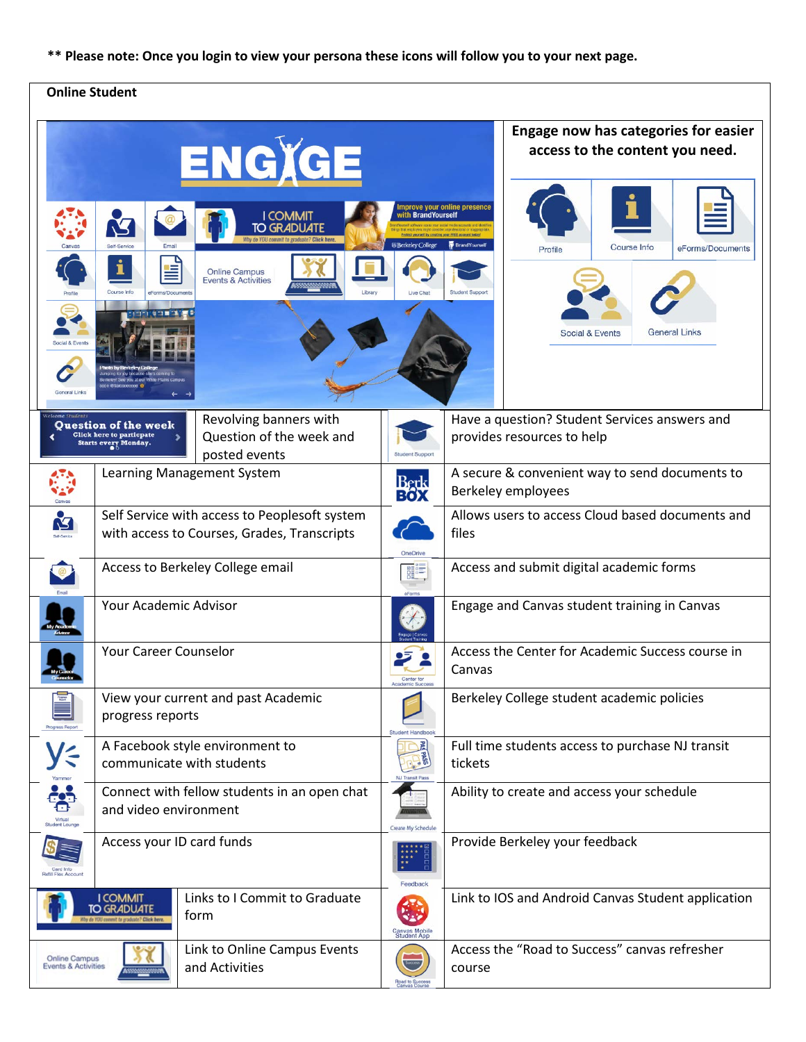**\*\* Please note: Once you login to view your persona these icons will follow you to your next page.**

**Online Student**

**Engage now has categories for easier access to the content you need.**

Profile | Course Info | eForms/Documents | Social & Events | General Links

| Icon | Description | Icon | Description |
|---|---|---|---|
| Question of the week | Revolving banners with Question of the week and posted events | Student Support | Have a question? Student Services answers and provides resources to help |
| Canvas | Learning Management System | Berk Box | A secure & convenient way to send documents to Berkeley employees |
| Self-Service | Self Service with access to Peoplesoft system with access to Courses, Grades, Transcripts | OneDrive | Allows users to access Cloud based documents and files |
| Email | Access to Berkeley College email | eForms | Access and submit digital academic forms |
| My Academic Advisor | Your Academic Advisor | Engage \| Canvas Student Training | Engage and Canvas student training in Canvas |
| My Career Counselor | Your Career Counselor | Center for Academic Success | Access the Center for Academic Success course in Canvas |
| Progress Report | View your current and past Academic progress reports | Student Handbook | Berkeley College student academic policies |
| Yammer | A Facebook style environment to communicate with students | NJ Transit Pass | Full time students access to purchase NJ transit tickets |
| Virtual Student Lounge | Connect with fellow students in an open chat and video environment | Create My Schedule | Ability to create and access your schedule |
| Card Info Refill Flex Account | Access your ID card funds | Feedback | Provide Berkeley your feedback |
| I Commit to Graduate | Links to I Commit to Graduate form | Canvas Mobile Student App | Link to IOS and Android Canvas Student application |
| Online Campus Events & Activities | Link to Online Campus Events and Activities | Road to Success Canvas Course | Access the "Road to Success" canvas refresher course |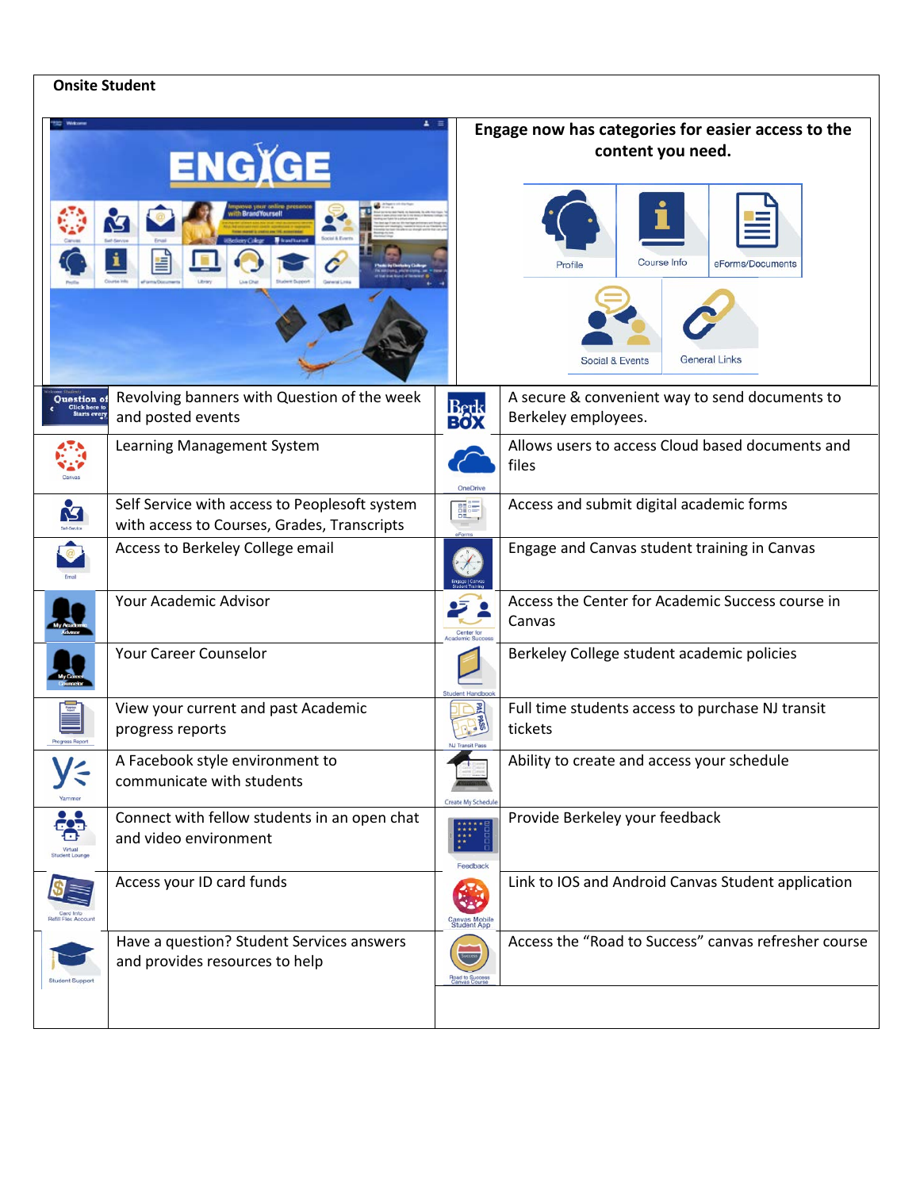**Onsite Student**

**Engage now has categories for easier access to the content you need.**

Profile | Course Info | eForms/Documents | Social & Events | General Links

| Icon | Description | Icon | Description |
|---|---|---|---|
| Question of the week | Revolving banners with Question of the week and posted events | Berk Box | A secure & convenient way to send documents to Berkeley employees. |
| Canvas | Learning Management System | OneDrive | Allows users to access Cloud based documents and files |
| Self-Service | Self Service with access to Peoplesoft system with access to Courses, Grades, Transcripts | eForms | Access and submit digital academic forms |
| Email | Access to Berkeley College email | Engage \| Canvas Student Training | Engage and Canvas student training in Canvas |
| My Academic Advisor | Your Academic Advisor | Center for Academic Success | Access the Center for Academic Success course in Canvas |
| My Career Counselor | Your Career Counselor | Student Handbook | Berkeley College student academic policies |
| Progress Report | View your current and past Academic progress reports | NJ Transit Pass | Full time students access to purchase NJ transit tickets |
| Yammer | A Facebook style environment to communicate with students | Create My Schedule | Ability to create and access your schedule |
| Virtual Student Lounge | Connect with fellow students in an open chat and video environment | Feedback | Provide Berkeley your feedback |
| Card Info Refill Flex Account | Access your ID card funds | Canvas Mobile Student App | Link to IOS and Android Canvas Student application |
| Student Support | Have a question? Student Services answers and provides resources to help | Road to Success Canvas Course | Access the "Road to Success" canvas refresher course |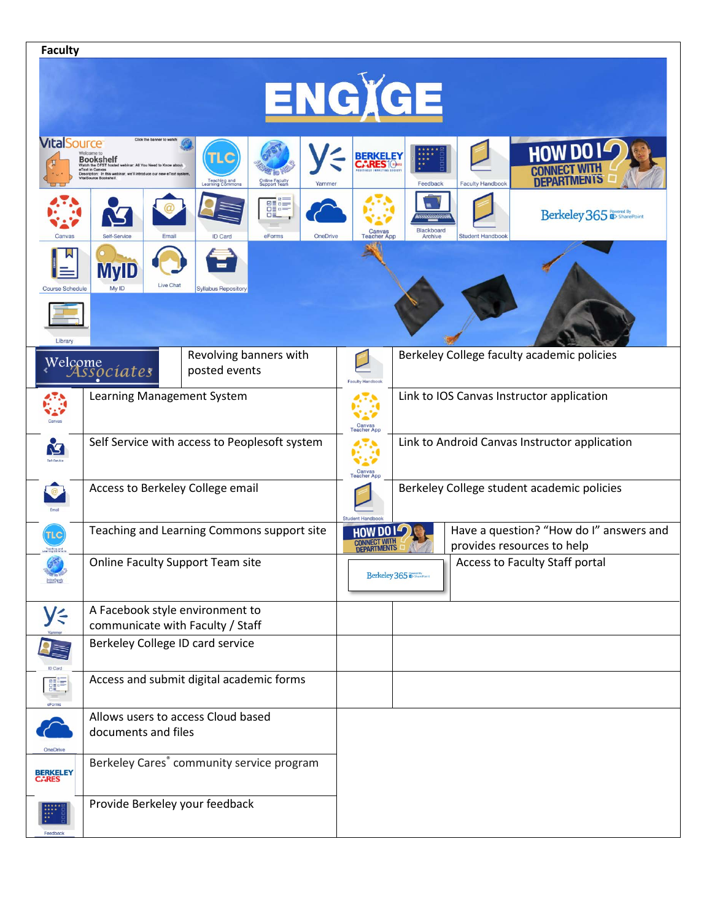**Faculty**

| | | | |
|---|---|---|---|
| Welcome Associates | Revolving banners with posted events | Faculty Handbook | Berkeley College faculty academic policies |
| Canvas | Learning Management System | Canvas Teacher App | Link to IOS Canvas Instructor application |
| Self-Service | Self Service with access to Peoplesoft system | Canvas Teacher App | Link to Android Canvas Instructor application |
| Email | Access to Berkeley College email | Student Handbook | Berkeley College student academic policies |
| Teaching and Learning Commons | Teaching and Learning Commons support site | HOW DO I? CONNECT WITH DEPARTMENTS | Have a question? "How do I" answers and provides resources to help |
| Online Faculty Support Team | Online Faculty Support Team site | Berkeley 365 | Access to Faculty Staff portal |
| Yammer | A Facebook style environment to communicate with Faculty / Staff | | |
| ID Card | Berkeley College ID card service | | |
| eForms | Access and submit digital academic forms | | |
| OneDrive | Allows users to access Cloud based documents and files | | |
| BERKELEY CARES | Berkeley Cares® community service program | | |
| Feedback | Provide Berkeley your feedback | | |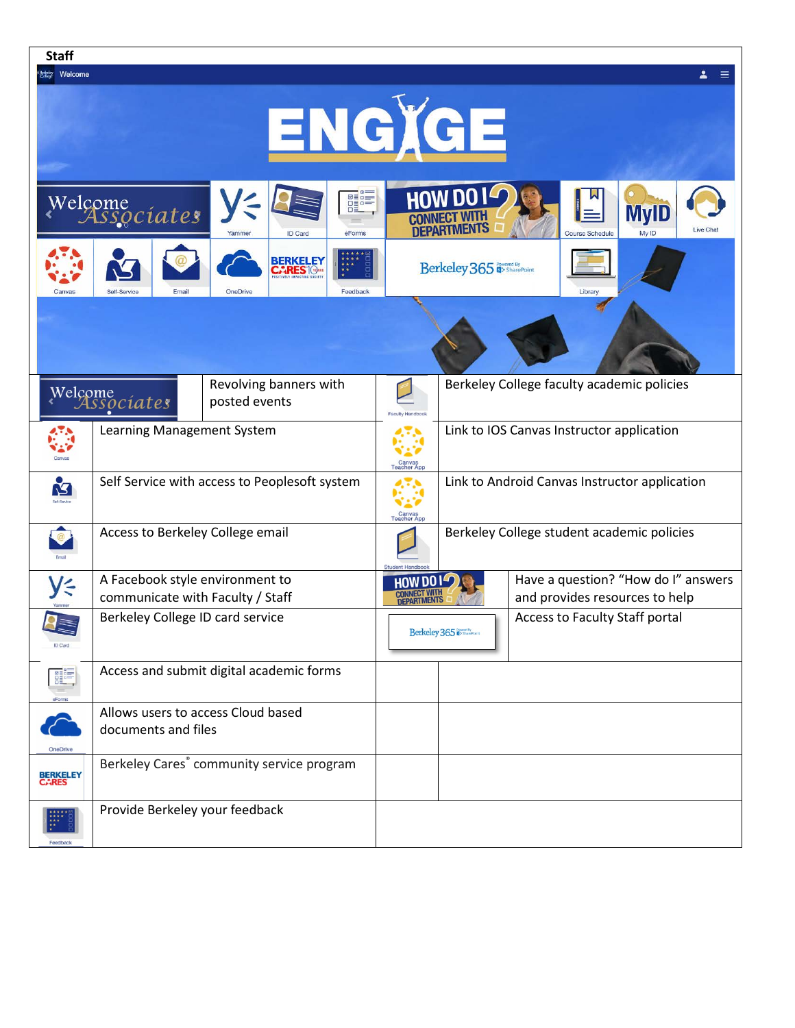**Staff**

Welcome

ENGAGE

Welcome Associates | Yammer | ID Card | eForms | HOW DO I? CONNECT WITH DEPARTMENTS | Course Schedule | My ID | Live Chat

Canvas | Self-Service | Email | OneDrive | BERKELEY CARES | Feedback | Berkeley 365 Powered By SharePoint | Library

| Icon | Description | Icon | Description |
|---|---|---|---|
| Welcome Associates | Revolving banners with posted events | Faculty Handbook | Berkeley College faculty academic policies |
| Canvas | Learning Management System | Canvas Teacher App | Link to IOS Canvas Instructor application |
| Self-Service | Self Service with access to Peoplesoft system | Canvas Teacher App | Link to Android Canvas Instructor application |
| Email | Access to Berkeley College email | Student Handbook | Berkeley College student academic policies |
| Yammer | A Facebook style environment to communicate with Faculty / Staff | HOW DO I? CONNECT WITH DEPARTMENTS | Have a question? "How do I" answers and provides resources to help |
| ID Card | Berkeley College ID card service | Berkeley 365 | Access to Faculty Staff portal |
| eForms | Access and submit digital academic forms | | |
| OneDrive | Allows users to access Cloud based documents and files | | |
| BERKELEY CARES | Berkeley Cares® community service program | | |
| Feedback | Provide Berkeley your feedback | | |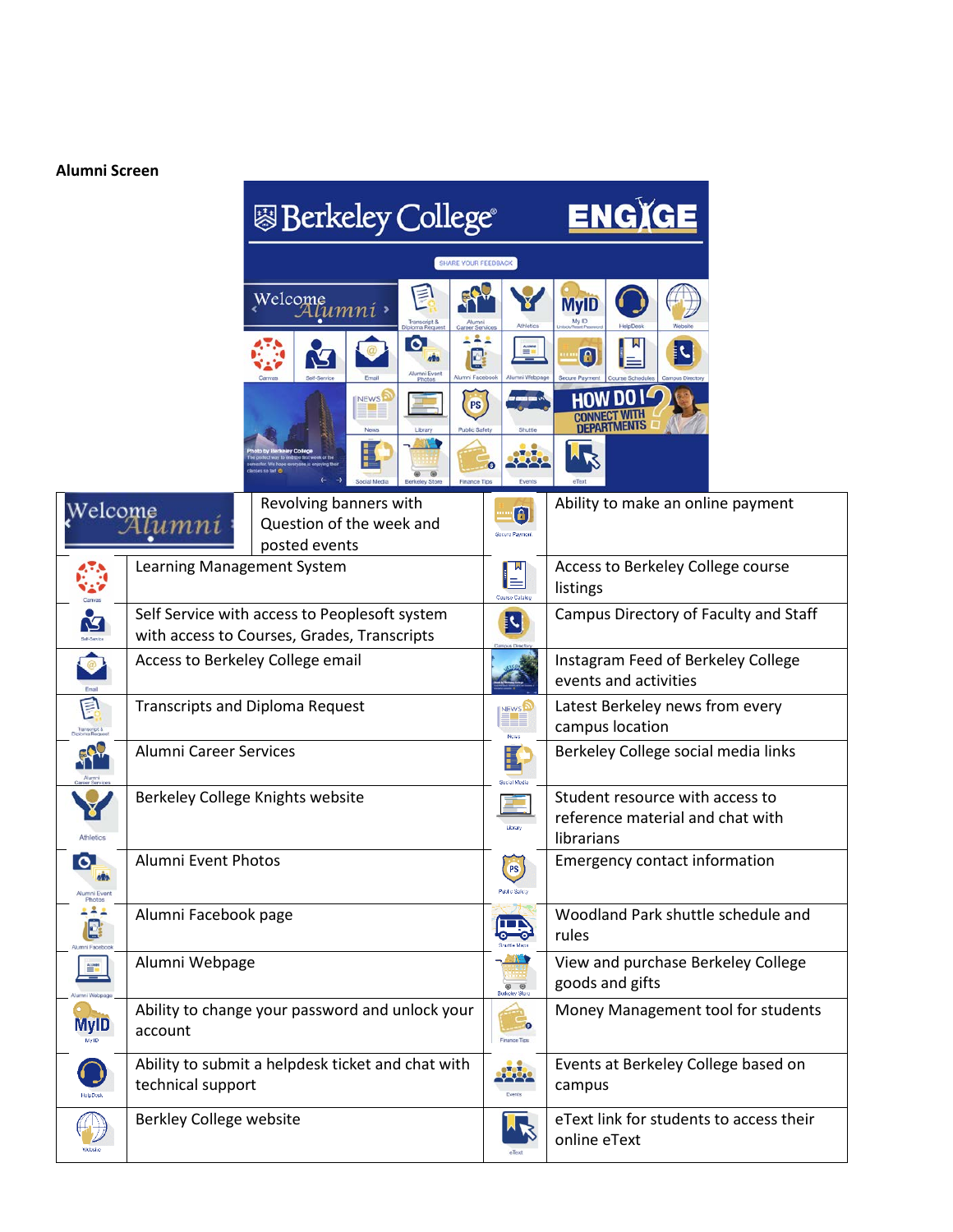**Alumni Screen**

| Icon | Description | Icon | Description |
|---|---|---|---|
| Welcome Alumni | Revolving banners with Question of the week and posted events | Secure Payment | Ability to make an online payment |
| Canvas | Learning Management System | Course Catalog | Access to Berkeley College course listings |
| Self-Service | Self Service with access to Peoplesoft system with access to Courses, Grades, Transcripts | Campus Directory | Campus Directory of Faculty and Staff |
| Email | Access to Berkeley College email | | Instagram Feed of Berkeley College events and activities |
| Transcript & Diploma Request | Transcripts and Diploma Request | News | Latest Berkeley news from every campus location |
| Alumni Career Services | Alumni Career Services | Social Media | Berkeley College social media links |
| Athletics | Berkeley College Knights website | Library | Student resource with access to reference material and chat with librarians |
| Alumni Event Photos | Alumni Event Photos | Public Safety | Emergency contact information |
| Alumni Facebook | Alumni Facebook page | Shuttle Maps | Woodland Park shuttle schedule and rules |
| Alumni Webpage | Alumni Webpage | Berkeley Store | View and purchase Berkeley College goods and gifts |
| MyID | Ability to change your password and unlock your account | Finance Tips | Money Management tool for students |
| HelpDesk | Ability to submit a helpdesk ticket and chat with technical support | Events | Events at Berkeley College based on campus |
| Website | Berkley College website | eText | eText link for students to access their online eText |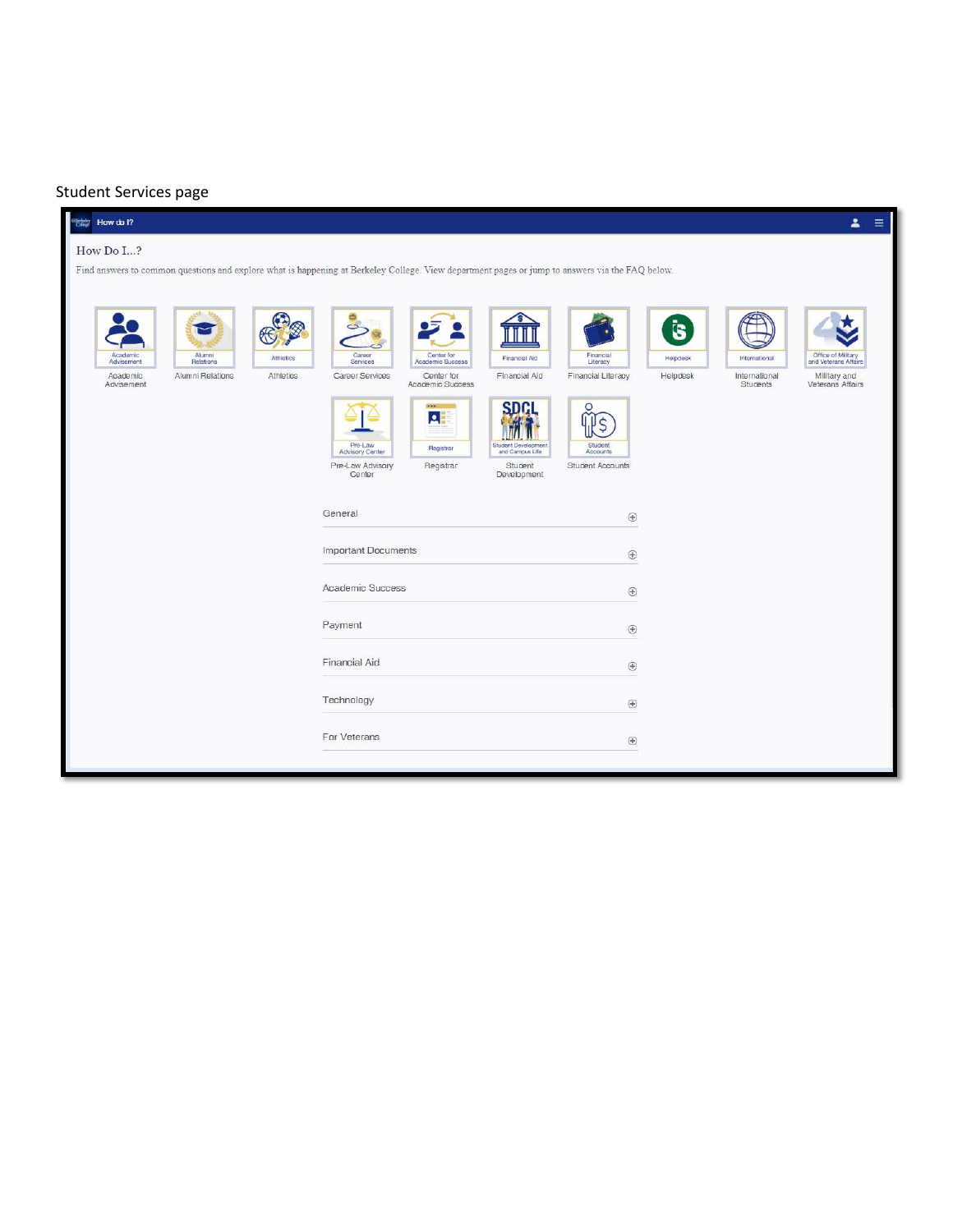Student Services page

How do I?

## How Do I...?

Find answers to common questions and explore what is happening at Berkeley College. View department pages or jump to answers via the FAQ below.

- Academic Advisement
- Alumni Relations
- Athletics
- Career Services
- Center for Academic Success
- Financial Aid
- Financial Literacy
- Helpdesk
- International Students
- Military and Veterans Affairs
- Pre-Law Advisory Center
- Registrar
- Student Development
- Student Accounts

General ⊕

Important Documents ⊕

Academic Success ⊕

Payment ⊕

Financial Aid ⊕

Technology ⊕

For Veterans ⊕